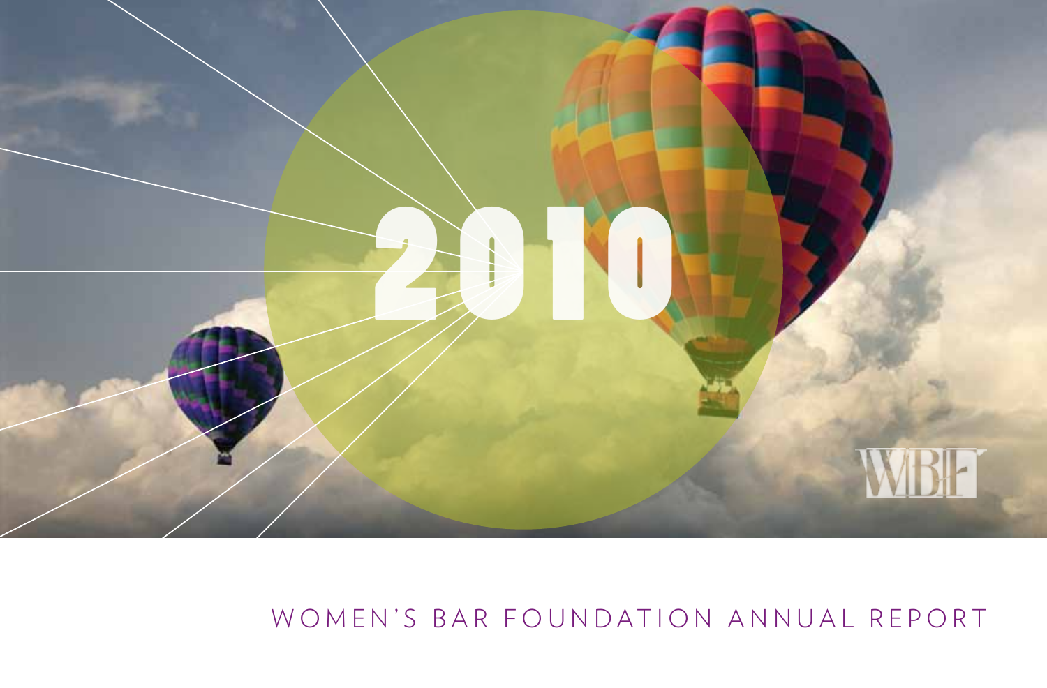# 2010

WBF

WOMEN'S BAR FOUNDATION ANNUAL REPORT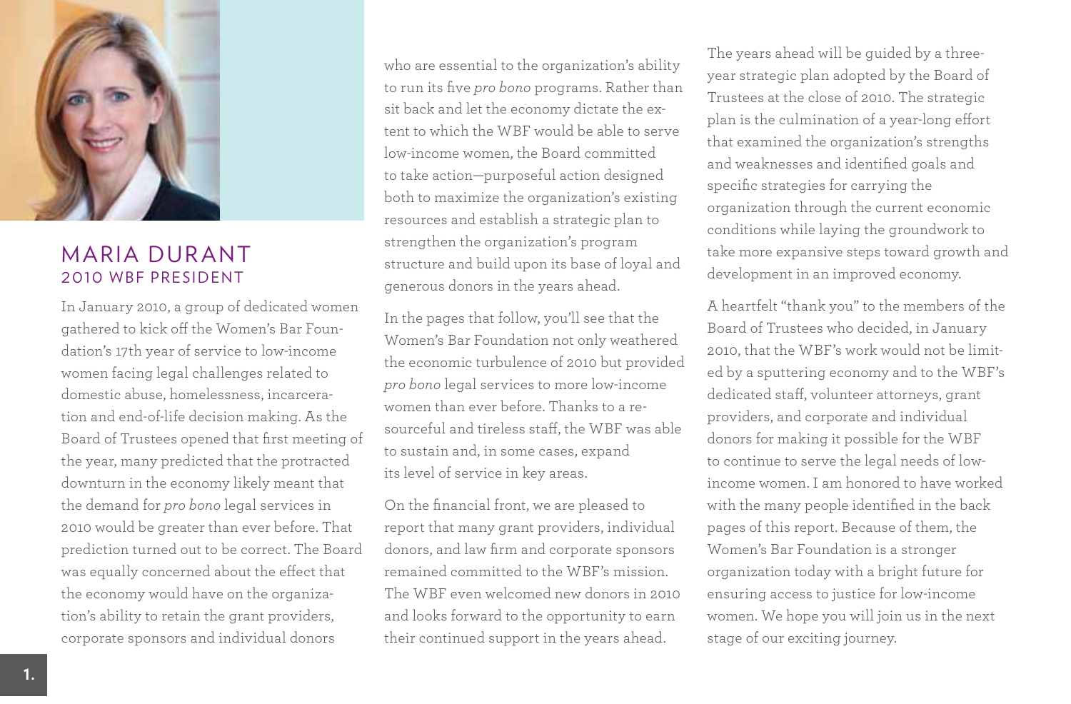## MARIA DURANT
### 2010 WBF PRESIDENT

In January 2010, a group of dedicated women gathered to kick off the Women's Bar Foundation's 17th year of service to low-income women facing legal challenges related to domestic abuse, homelessness, incarceration and end-of-life decision making. As the Board of Trustees opened that first meeting of the year, many predicted that the protracted downturn in the economy likely meant that the demand for *pro bono* legal services in 2010 would be greater than ever before. That prediction turned out to be correct. The Board was equally concerned about the effect that the economy would have on the organization's ability to retain the grant providers, corporate sponsors and individual donors who are essential to the organization's ability to run its five *pro bono* programs. Rather than sit back and let the economy dictate the extent to which the WBF would be able to serve low-income women, the Board committed to take action—purposeful action designed both to maximize the organization's existing resources and establish a strategic plan to strengthen the organization's program structure and build upon its base of loyal and generous donors in the years ahead.

In the pages that follow, you'll see that the Women's Bar Foundation not only weathered the economic turbulence of 2010 but provided *pro bono* legal services to more low-income women than ever before. Thanks to a resourceful and tireless staff, the WBF was able to sustain and, in some cases, expand its level of service in key areas.

On the financial front, we are pleased to report that many grant providers, individual donors, and law firm and corporate sponsors remained committed to the WBF's mission. The WBF even welcomed new donors in 2010 and looks forward to the opportunity to earn their continued support in the years ahead.

The years ahead will be guided by a three-year strategic plan adopted by the Board of Trustees at the close of 2010. The strategic plan is the culmination of a year-long effort that examined the organization's strengths and weaknesses and identified goals and specific strategies for carrying the organization through the current economic conditions while laying the groundwork to take more expansive steps toward growth and development in an improved economy.

A heartfelt "thank you" to the members of the Board of Trustees who decided, in January 2010, that the WBF's work would not be limited by a sputtering economy and to the WBF's dedicated staff, volunteer attorneys, grant providers, and corporate and individual donors for making it possible for the WBF to continue to serve the legal needs of low-income women. I am honored to have worked with the many people identified in the back pages of this report. Because of them, the Women's Bar Foundation is a stronger organization today with a bright future for ensuring access to justice for low-income women. We hope you will join us in the next stage of our exciting journey.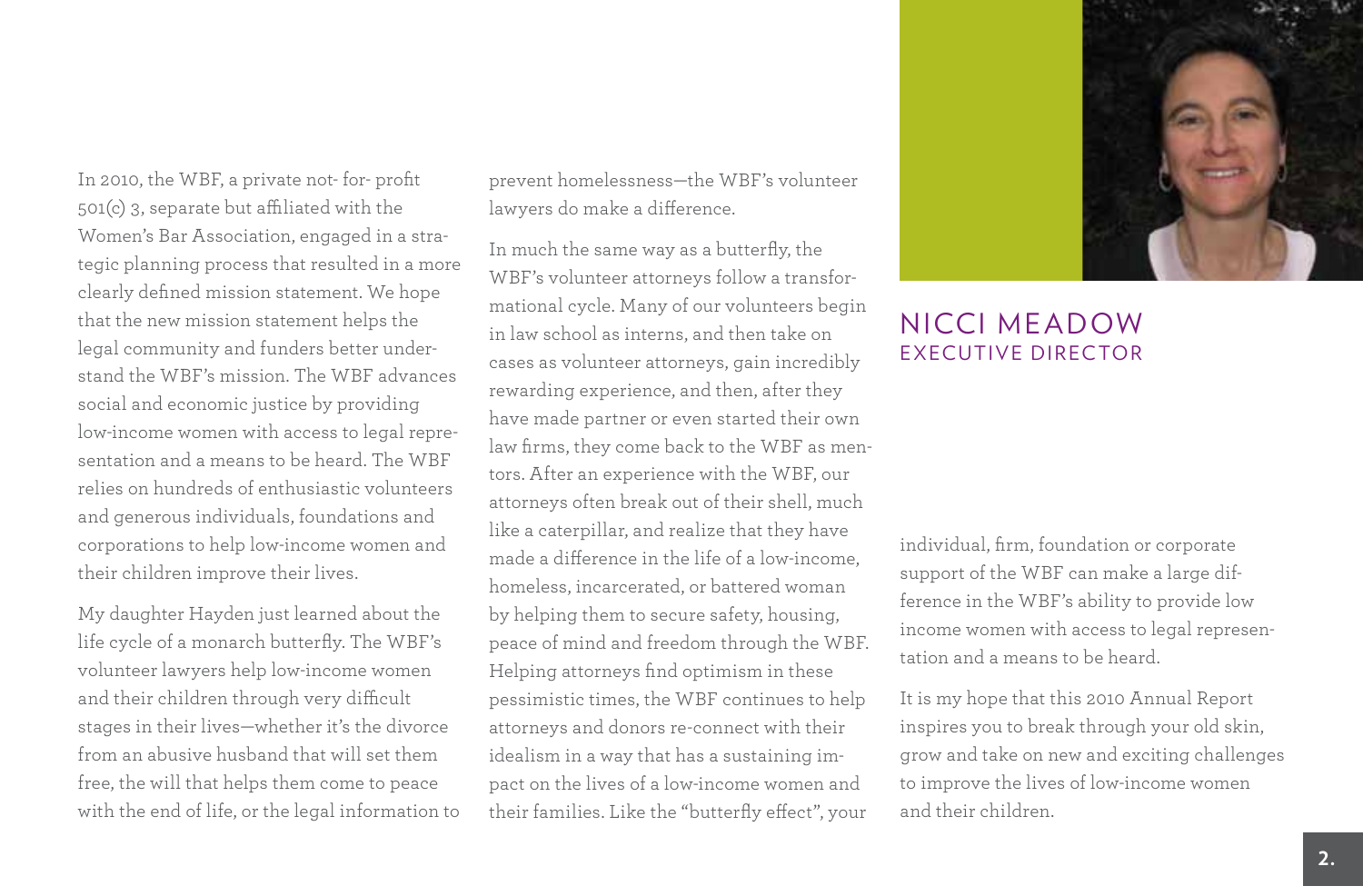## NICCI MEADOW
### EXECUTIVE DIRECTOR

In 2010, the WBF, a private not- for- profit 501(c) 3, separate but affiliated with the Women's Bar Association, engaged in a strategic planning process that resulted in a more clearly defined mission statement. We hope that the new mission statement helps the legal community and funders better understand the WBF's mission. The WBF advances social and economic justice by providing low-income women with access to legal representation and a means to be heard. The WBF relies on hundreds of enthusiastic volunteers and generous individuals, foundations and corporations to help low-income women and their children improve their lives.

My daughter Hayden just learned about the life cycle of a monarch butterfly. The WBF's volunteer lawyers help low-income women and their children through very difficult stages in their lives—whether it's the divorce from an abusive husband that will set them free, the will that helps them come to peace with the end of life, or the legal information to prevent homelessness—the WBF's volunteer lawyers do make a difference.

In much the same way as a butterfly, the WBF's volunteer attorneys follow a transformational cycle. Many of our volunteers begin in law school as interns, and then take on cases as volunteer attorneys, gain incredibly rewarding experience, and then, after they have made partner or even started their own law firms, they come back to the WBF as mentors. After an experience with the WBF, our attorneys often break out of their shell, much like a caterpillar, and realize that they have made a difference in the life of a low-income, homeless, incarcerated, or battered woman by helping them to secure safety, housing, peace of mind and freedom through the WBF. Helping attorneys find optimism in these pessimistic times, the WBF continues to help attorneys and donors re-connect with their idealism in a way that has a sustaining impact on the lives of a low-income women and their families. Like the "butterfly effect", your individual, firm, foundation or corporate support of the WBF can make a large difference in the WBF's ability to provide low income women with access to legal representation and a means to be heard.

It is my hope that this 2010 Annual Report inspires you to break through your old skin, grow and take on new and exciting challenges to improve the lives of low-income women and their children.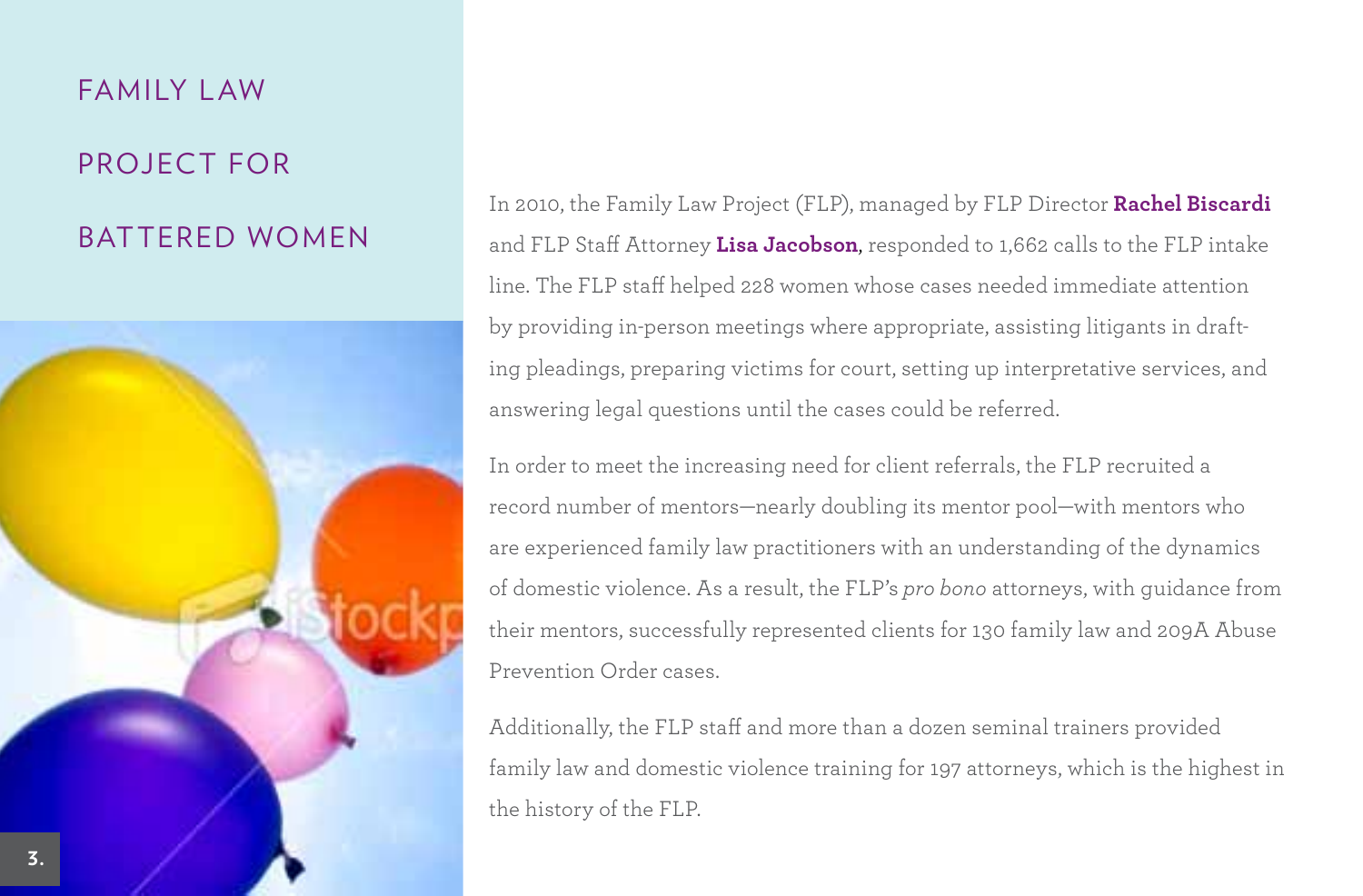# FAMILY LAW PROJECT FOR BATTERED WOMEN

In 2010, the Family Law Project (FLP), managed by FLP Director **Rachel Biscardi** and FLP Staff Attorney **Lisa Jacobson**, responded to 1,662 calls to the FLP intake line. The FLP staff helped 228 women whose cases needed immediate attention by providing in-person meetings where appropriate, assisting litigants in drafting pleadings, preparing victims for court, setting up interpretative services, and answering legal questions until the cases could be referred.

In order to meet the increasing need for client referrals, the FLP recruited a record number of mentors—nearly doubling its mentor pool—with mentors who are experienced family law practitioners with an understanding of the dynamics of domestic violence. As a result, the FLP's *pro bono* attorneys, with guidance from their mentors, successfully represented clients for 130 family law and 209A Abuse Prevention Order cases.

Additionally, the FLP staff and more than a dozen seminal trainers provided family law and domestic violence training for 197 attorneys, which is the highest in the history of the FLP.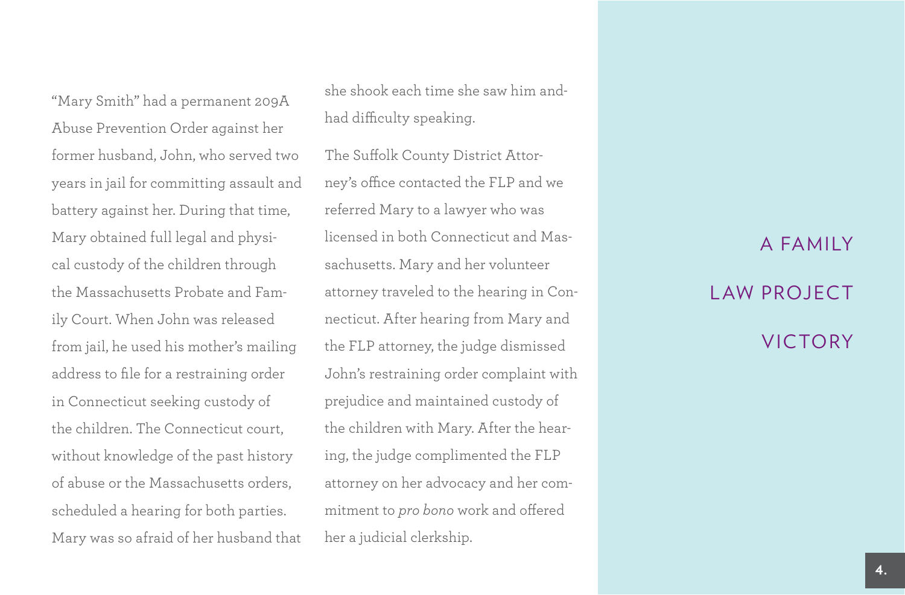# A FAMILY LAW PROJECT VICTORY

"Mary Smith" had a permanent 209A Abuse Prevention Order against her former husband, John, who served two years in jail for committing assault and battery against her. During that time, Mary obtained full legal and physical custody of the children through the Massachusetts Probate and Family Court. When John was released from jail, he used his mother's mailing address to file for a restraining order in Connecticut seeking custody of the children. The Connecticut court, without knowledge of the past history of abuse or the Massachusetts orders, scheduled a hearing for both parties. Mary was so afraid of her husband that she shook each time she saw him and had difficulty speaking.

The Suffolk County District Attorney's office contacted the FLP and we referred Mary to a lawyer who was licensed in both Connecticut and Massachusetts. Mary and her volunteer attorney traveled to the hearing in Connecticut. After hearing from Mary and the FLP attorney, the judge dismissed John's restraining order complaint with prejudice and maintained custody of the children with Mary. After the hearing, the judge complimented the FLP attorney on her advocacy and her commitment to *pro bono* work and offered her a judicial clerkship.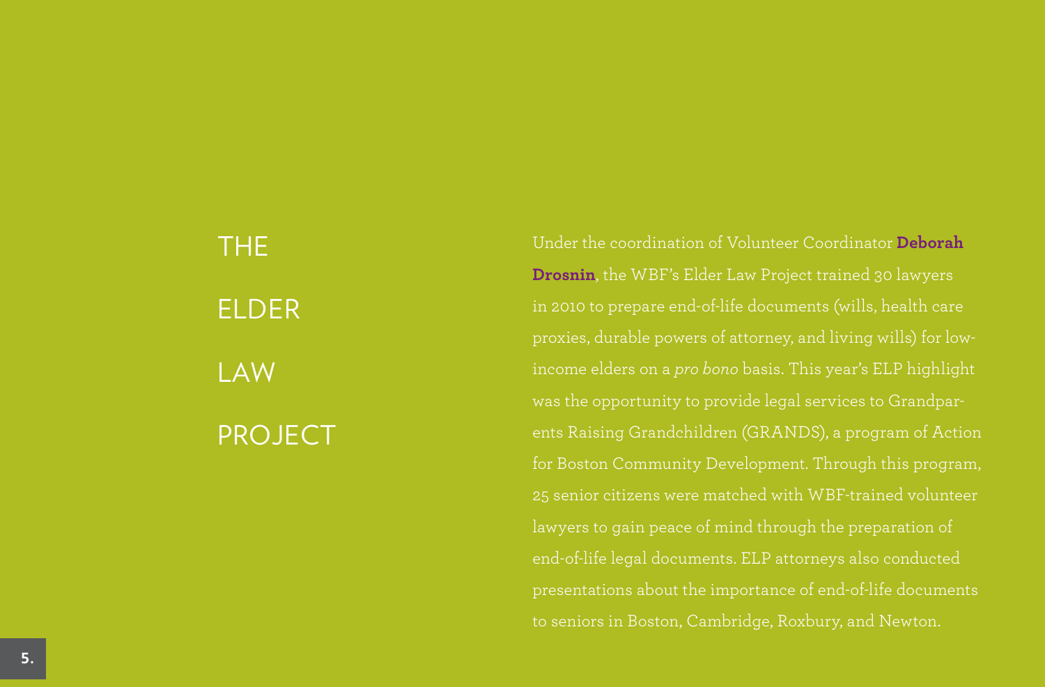# THE ELDER LAW PROJECT

Under the coordination of Volunteer Coordinator **Deborah Drosnin**, the WBF's Elder Law Project trained 30 lawyers in 2010 to prepare end-of-life documents (wills, health care proxies, durable powers of attorney, and living wills) for low-income elders on a *pro bono* basis. This year's ELP highlight was the opportunity to provide legal services to Grandparents Raising Grandchildren (GRANDS), a program of Action for Boston Community Development. Through this program, 25 senior citizens were matched with WBF-trained volunteer lawyers to gain peace of mind through the preparation of end-of-life legal documents. ELP attorneys also conducted presentations about the importance of end-of-life documents to seniors in Boston, Cambridge, Roxbury, and Newton.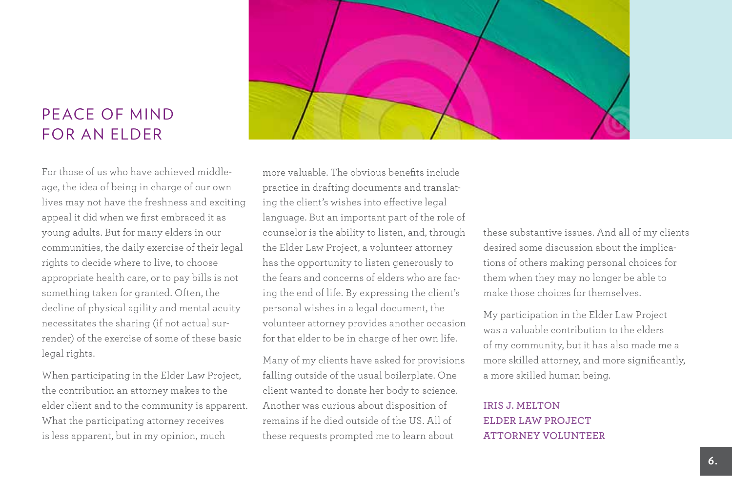# PEACE OF MIND FOR AN ELDER

For those of us who have achieved middle-age, the idea of being in charge of our own lives may not have the freshness and exciting appeal it did when we first embraced it as young adults. But for many elders in our communities, the daily exercise of their legal rights to decide where to live, to choose appropriate health care, or to pay bills is not something taken for granted. Often, the decline of physical agility and mental acuity necessitates the sharing (if not actual surrender) of the exercise of some of these basic legal rights.

When participating in the Elder Law Project, the contribution an attorney makes to the elder client and to the community is apparent. What the participating attorney receives is less apparent, but in my opinion, much more valuable. The obvious benefits include practice in drafting documents and translating the client's wishes into effective legal language. But an important part of the role of counselor is the ability to listen, and, through the Elder Law Project, a volunteer attorney has the opportunity to listen generously to the fears and concerns of elders who are facing the end of life. By expressing the client's personal wishes in a legal document, the volunteer attorney provides another occasion for that elder to be in charge of her own life.

Many of my clients have asked for provisions falling outside of the usual boilerplate. One client wanted to donate her body to science. Another was curious about disposition of remains if he died outside of the US. All of these requests prompted me to learn about these substantive issues. And all of my clients desired some discussion about the implications of others making personal choices for them when they may no longer be able to make those choices for themselves.

My participation in the Elder Law Project was a valuable contribution to the elders of my community, but it has also made me a more skilled attorney, and more significantly, a more skilled human being.

**IRIS J. MELTON**
**ELDER LAW PROJECT**
**ATTORNEY VOLUNTEER**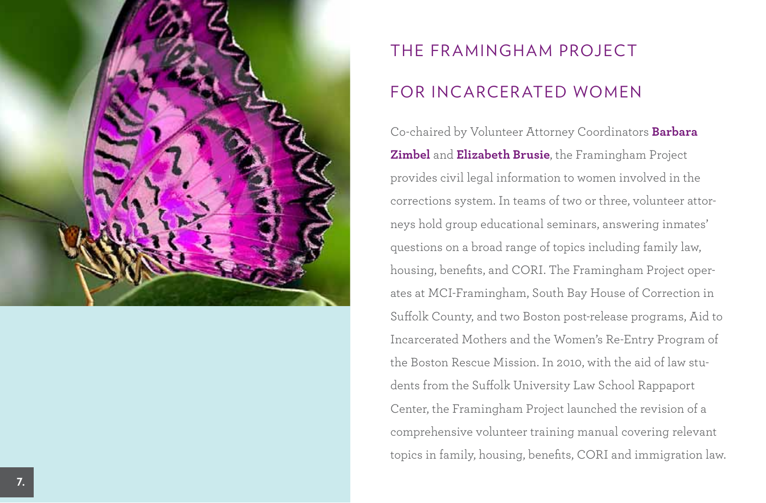# THE FRAMINGHAM PROJECT FOR INCARCERATED WOMEN

Co-chaired by Volunteer Attorney Coordinators **Barbara Zimbel** and **Elizabeth Brusie**, the Framingham Project provides civil legal information to women involved in the corrections system. In teams of two or three, volunteer attorneys hold group educational seminars, answering inmates' questions on a broad range of topics including family law, housing, benefits, and CORI. The Framingham Project operates at MCI-Framingham, South Bay House of Correction in Suffolk County, and two Boston post-release programs, Aid to Incarcerated Mothers and the Women's Re-Entry Program of the Boston Rescue Mission. In 2010, with the aid of law students from the Suffolk University Law School Rappaport Center, the Framingham Project launched the revision of a comprehensive volunteer training manual covering relevant topics in family, housing, benefits, CORI and immigration law.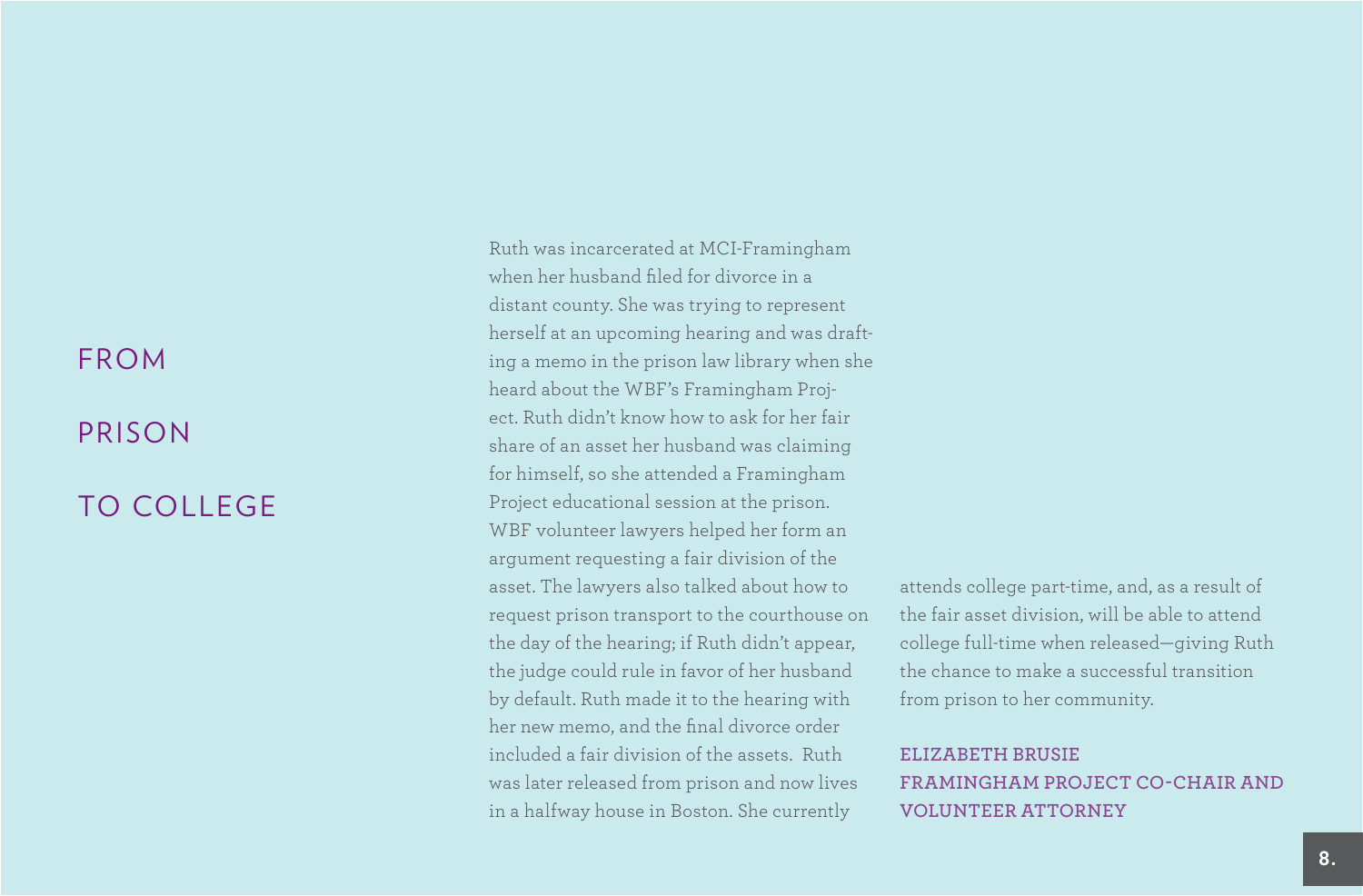# FROM PRISON TO COLLEGE

Ruth was incarcerated at MCI-Framingham when her husband filed for divorce in a distant county. She was trying to represent herself at an upcoming hearing and was drafting a memo in the prison law library when she heard about the WBF's Framingham Project. Ruth didn't know how to ask for her fair share of an asset her husband was claiming for himself, so she attended a Framingham Project educational session at the prison. WBF volunteer lawyers helped her form an argument requesting a fair division of the asset. The lawyers also talked about how to request prison transport to the courthouse on the day of the hearing; if Ruth didn't appear, the judge could rule in favor of her husband by default. Ruth made it to the hearing with her new memo, and the final divorce order included a fair division of the assets. Ruth was later released from prison and now lives in a halfway house in Boston. She currently attends college part-time, and, as a result of the fair asset division, will be able to attend college full-time when released—giving Ruth the chance to make a successful transition from prison to her community.

**ELIZABETH BRUSIE**
**FRAMINGHAM PROJECT CO-CHAIR AND VOLUNTEER ATTORNEY**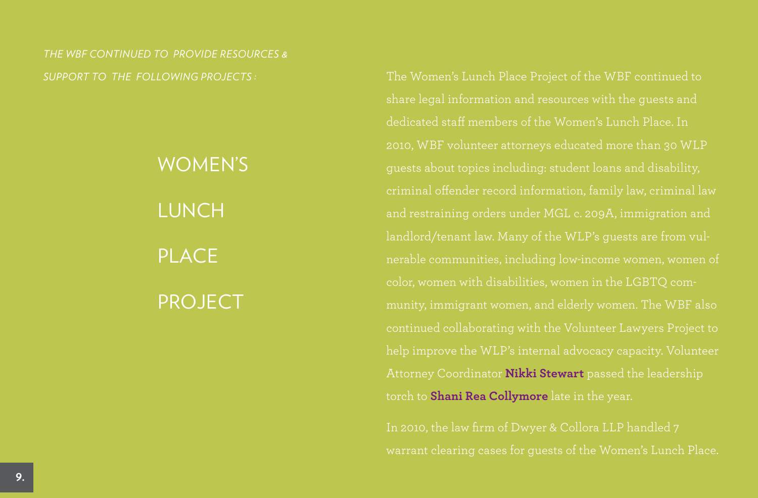*THE WBF CONTINUED TO PROVIDE RESOURCES & SUPPORT TO THE FOLLOWING PROJECTS :*

## WOMEN'S LUNCH PLACE PROJECT

The Women's Lunch Place Project of the WBF continued to share legal information and resources with the guests and dedicated staff members of the Women's Lunch Place. In 2010, WBF volunteer attorneys educated more than 30 WLP guests about topics including: student loans and disability, criminal offender record information, family law, criminal law and restraining orders under MGL c. 209A, immigration and landlord/tenant law. Many of the WLP's guests are from vulnerable communities, including low-income women, women of color, women with disabilities, women in the LGBTQ community, immigrant women, and elderly women. The WBF also continued collaborating with the Volunteer Lawyers Project to help improve the WLP's internal advocacy capacity. Volunteer Attorney Coordinator **Nikki Stewart** passed the leadership torch to **Shani Rea Collymore** late in the year.

In 2010, the law firm of Dwyer & Collora LLP handled 7 warrant clearing cases for guests of the Women's Lunch Place.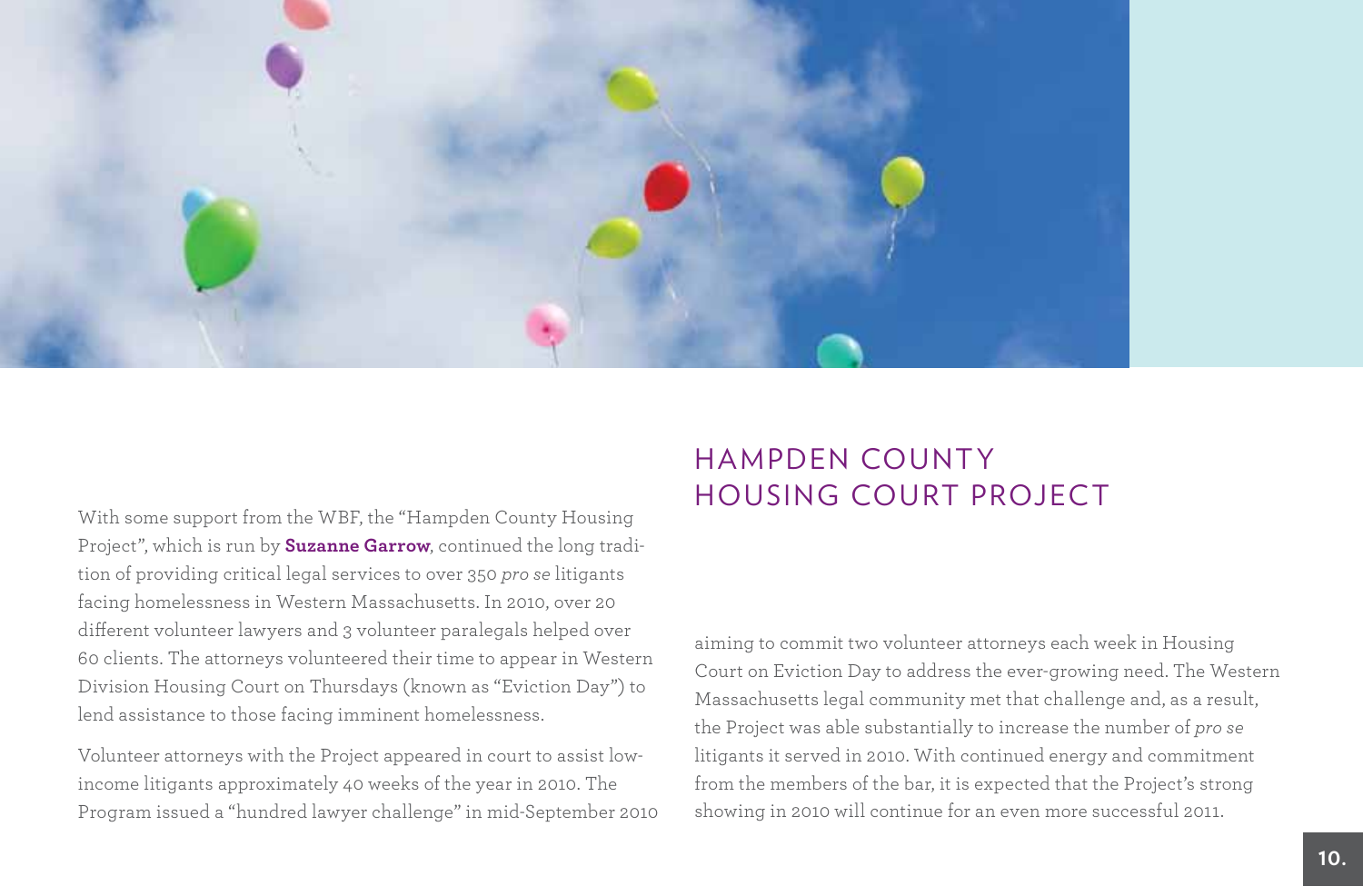# HAMPDEN COUNTY HOUSING COURT PROJECT

With some support from the WBF, the "Hampden County Housing Project", which is run by **Suzanne Garrow**, continued the long tradition of providing critical legal services to over 350 *pro se* litigants facing homelessness in Western Massachusetts. In 2010, over 20 different volunteer lawyers and 3 volunteer paralegals helped over 60 clients. The attorneys volunteered their time to appear in Western Division Housing Court on Thursdays (known as "Eviction Day") to lend assistance to those facing imminent homelessness.

Volunteer attorneys with the Project appeared in court to assist low-income litigants approximately 40 weeks of the year in 2010. The Program issued a "hundred lawyer challenge" in mid-September 2010 aiming to commit two volunteer attorneys each week in Housing Court on Eviction Day to address the ever-growing need. The Western Massachusetts legal community met that challenge and, as a result, the Project was able substantially to increase the number of *pro se* litigants it served in 2010. With continued energy and commitment from the members of the bar, it is expected that the Project's strong showing in 2010 will continue for an even more successful 2011.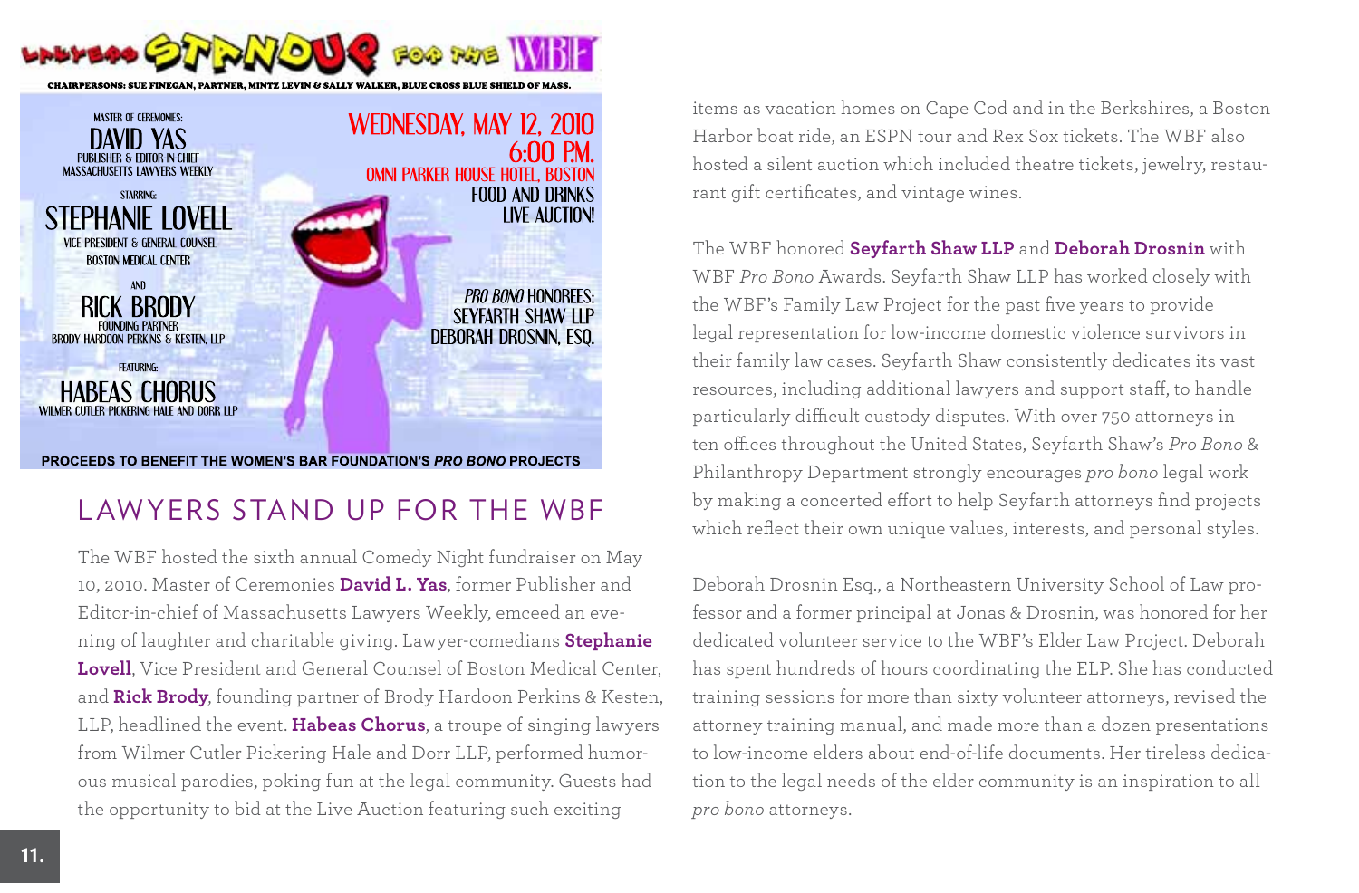LAWYERS STANDUP FOR THE WBF

CHAIRPERSONS: SUE FINEGAN, PARTNER, MINTZ LEVIN & SALLY WALKER, BLUE CROSS BLUE SHIELD OF MASS.

MASTER OF CEREMONIES:
DAVID YAS
PUBLISHER & EDITOR-IN-CHIEF
MASSACHUSETTS LAWYERS WEEKLY

STARRING:
STEPHANIE LOVELL
VICE PRESIDENT & GENERAL COUNSEL
BOSTON MEDICAL CENTER

AND
RICK BRODY
FOUNDING PARTNER
BRODY HARDOON PERKINS & KESTEN, LLP

FEATURING:
HABEAS CHORUS
WILMER CUTLER PICKERING HALE AND DORR LLP

WEDNESDAY, MAY 12, 2010
6:00 P.M.
OMNI PARKER HOUSE HOTEL, BOSTON
FOOD AND DRINKS
LIVE AUCTION!

*PRO BONO* HONOREES:
SEYFARTH SHAW LLP
DEBORAH DROSNIN, ESQ.

PROCEEDS TO BENEFIT THE WOMEN'S BAR FOUNDATION'S *PRO BONO* PROJECTS

## LAWYERS STAND UP FOR THE WBF

The WBF hosted the sixth annual Comedy Night fundraiser on May 10, 2010. Master of Ceremonies **David L. Yas**, former Publisher and Editor-in-chief of Massachusetts Lawyers Weekly, emceed an evening of laughter and charitable giving. Lawyer-comedians **Stephanie Lovell**, Vice President and General Counsel of Boston Medical Center, and **Rick Brody**, founding partner of Brody Hardoon Perkins & Kesten, LLP, headlined the event. **Habeas Chorus**, a troupe of singing lawyers from Wilmer Cutler Pickering Hale and Dorr LLP, performed humorous musical parodies, poking fun at the legal community. Guests had the opportunity to bid at the Live Auction featuring such exciting items as vacation homes on Cape Cod and in the Berkshires, a Boston Harbor boat ride, an ESPN tour and Rex Sox tickets. The WBF also hosted a silent auction which included theatre tickets, jewelry, restaurant gift certificates, and vintage wines.

The WBF honored **Seyfarth Shaw LLP** and **Deborah Drosnin** with WBF *Pro Bono* Awards. Seyfarth Shaw LLP has worked closely with the WBF's Family Law Project for the past five years to provide legal representation for low-income domestic violence survivors in their family law cases. Seyfarth Shaw consistently dedicates its vast resources, including additional lawyers and support staff, to handle particularly difficult custody disputes. With over 750 attorneys in ten offices throughout the United States, Seyfarth Shaw's *Pro Bono* & Philanthropy Department strongly encourages *pro bono* legal work by making a concerted effort to help Seyfarth attorneys find projects which reflect their own unique values, interests, and personal styles.

Deborah Drosnin Esq., a Northeastern University School of Law professor and a former principal at Jonas & Drosnin, was honored for her dedicated volunteer service to the WBF's Elder Law Project. Deborah has spent hundreds of hours coordinating the ELP. She has conducted training sessions for more than sixty volunteer attorneys, revised the attorney training manual, and made more than a dozen presentations to low-income elders about end-of-life documents. Her tireless dedication to the legal needs of the elder community is an inspiration to all *pro bono* attorneys.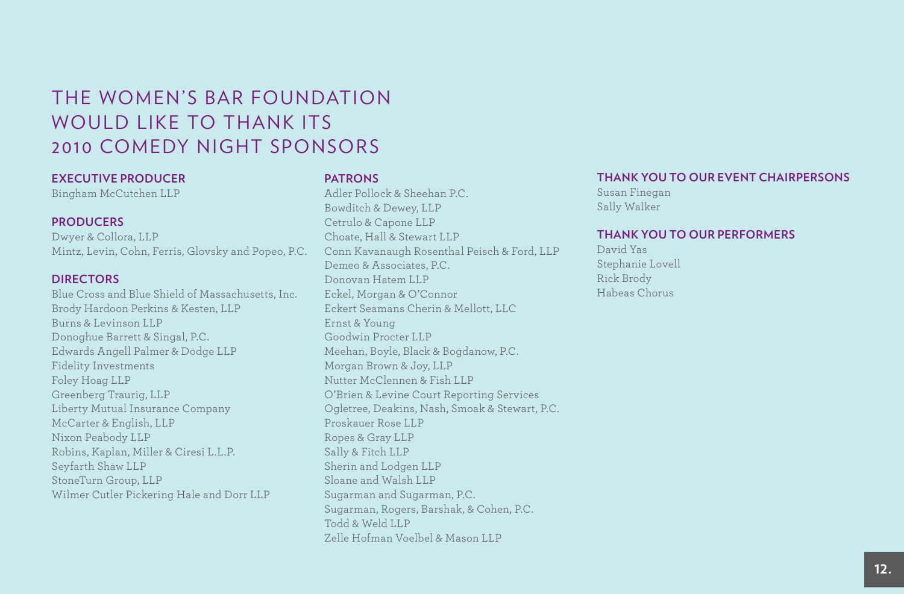# THE WOMEN'S BAR FOUNDATION WOULD LIKE TO THANK ITS 2010 COMEDY NIGHT SPONSORS

## EXECUTIVE PRODUCER

Bingham McCutchen LLP

## PRODUCERS

Dwyer & Collora, LLP
Mintz, Levin, Cohn, Ferris, Glovsky and Popeo, P.C.

## DIRECTORS

Blue Cross and Blue Shield of Massachusetts, Inc.
Brody Hardoon Perkins & Kesten, LLP
Burns & Levinson LLP
Donoghue Barrett & Singal, P.C.
Edwards Angell Palmer & Dodge LLP
Fidelity Investments
Foley Hoag LLP
Greenberg Traurig, LLP
Liberty Mutual Insurance Company
McCarter & English, LLP
Nixon Peabody LLP
Robins, Kaplan, Miller & Ciresi L.L.P.
Seyfarth Shaw LLP
StoneTurn Group, LLP
Wilmer Cutler Pickering Hale and Dorr LLP

## PATRONS

Adler Pollock & Sheehan P.C.
Bowditch & Dewey, LLP
Cetrulo & Capone LLP
Choate, Hall & Stewart LLP
Conn Kavanaugh Rosenthal Peisch & Ford, LLP
Demeo & Associates, P.C.
Donovan Hatem LLP
Eckel, Morgan & O'Connor
Eckert Seamans Cherin & Mellott, LLC
Ernst & Young
Goodwin Procter LLP
Meehan, Boyle, Black & Bogdanow, P.C.
Morgan Brown & Joy, LLP
Nutter McClennen & Fish LLP
O'Brien & Levine Court Reporting Services
Ogletree, Deakins, Nash, Smoak & Stewart, P.C.
Proskauer Rose LLP
Ropes & Gray LLP
Sally & Fitch LLP
Sherin and Lodgen LLP
Sloane and Walsh LLP
Sugarman and Sugarman, P.C.
Sugarman, Rogers, Barshak, & Cohen, P.C.
Todd & Weld LLP
Zelle Hofman Voelbel & Mason LLP

## THANK YOU TO OUR EVENT CHAIRPERSONS

Susan Finegan
Sally Walker

## THANK YOU TO OUR PERFORMERS

David Yas
Stephanie Lovell
Rick Brody
Habeas Chorus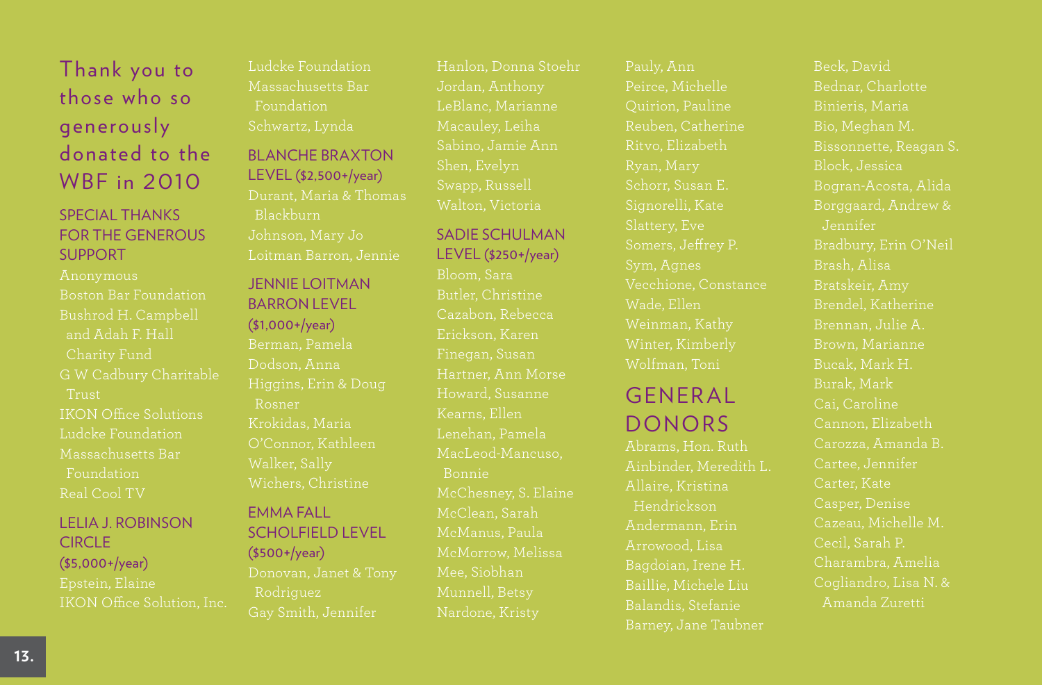# Thank you to those who so generously donated to the WBF in 2010

## SPECIAL THANKS FOR THE GENEROUS SUPPORT

Anonymous
Boston Bar Foundation
Bushrod H. Campbell and Adah F. Hall Charity Fund
G W Cadbury Charitable Trust
IKON Office Solutions
Ludcke Foundation
Massachusetts Bar Foundation
Real Cool TV

## LELIA J. ROBINSON CIRCLE ($5,000+/year)

Epstein, Elaine
IKON Office Solution, Inc.
Ludcke Foundation
Massachusetts Bar Foundation
Schwartz, Lynda

## BLANCHE BRAXTON LEVEL ($2,500+/year)

Durant, Maria & Thomas Blackburn
Johnson, Mary Jo
Loitman Barron, Jennie

## JENNIE LOITMAN BARRON LEVEL ($1,000+/year)

Berman, Pamela
Dodson, Anna
Higgins, Erin & Doug Rosner
Krokidas, Maria
O'Connor, Kathleen
Walker, Sally
Wichers, Christine

## EMMA FALL SCHOLFIELD LEVEL ($500+/year)

Donovan, Janet & Tony Rodriguez
Gay Smith, Jennifer
Hanlon, Donna Stoehr
Jordan, Anthony
LeBlanc, Marianne
Macauley, Leiha
Sabino, Jamie Ann
Shen, Evelyn
Swapp, Russell
Walton, Victoria

## SADIE SCHULMAN LEVEL ($250+/year)

Bloom, Sara
Butler, Christine
Cazabon, Rebecca
Erickson, Karen
Finegan, Susan
Hartner, Ann Morse
Howard, Susanne
Kearns, Ellen
Lenehan, Pamela
MacLeod-Mancuso, Bonnie
McChesney, S. Elaine
McClean, Sarah
McManus, Paula
McMorrow, Melissa
Mee, Siobhan
Munnell, Betsy
Nardone, Kristy
Pauly, Ann
Peirce, Michelle
Quirion, Pauline
Reuben, Catherine
Ritvo, Elizabeth
Ryan, Mary
Schorr, Susan E.
Signorelli, Kate
Slattery, Eve
Somers, Jeffrey P.
Sym, Agnes
Vecchione, Constance
Wade, Ellen
Weinman, Kathy
Winter, Kimberly
Wolfman, Toni

# GENERAL DONORS

Abrams, Hon. Ruth
Ainbinder, Meredith L.
Allaire, Kristina Hendrickson
Andermann, Erin
Arrowood, Lisa
Bagdoian, Irene H.
Baillie, Michele Liu
Balandis, Stefanie
Barney, Jane Taubner
Beck, David
Bednar, Charlotte
Binieris, Maria
Bio, Meghan M.
Bissonnette, Reagan S.
Block, Jessica
Bogran-Acosta, Alida
Borggaard, Andrew & Jennifer
Bradbury, Erin O'Neil
Brash, Alisa
Bratskeir, Amy
Brendel, Katherine
Brennan, Julie A.
Brown, Marianne
Bucak, Mark H.
Burak, Mark
Cai, Caroline
Cannon, Elizabeth
Carozza, Amanda B.
Cartee, Jennifer
Carter, Kate
Casper, Denise
Cazeau, Michelle M.
Cecil, Sarah P.
Charambra, Amelia
Cogliandro, Lisa N. & Amanda Zuretti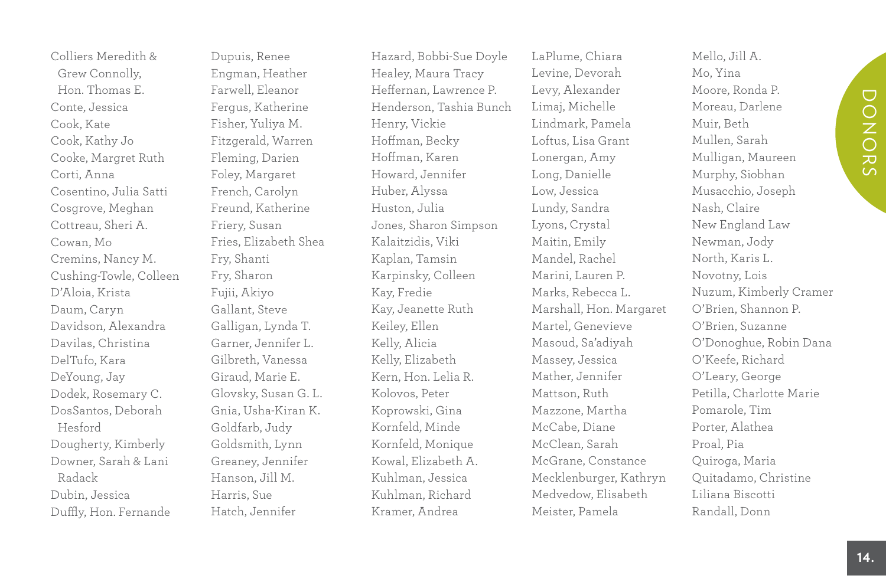Colliers Meredith & Grew Connolly, Hon. Thomas E.
Conte, Jessica
Cook, Kate
Cook, Kathy Jo
Cooke, Margret Ruth
Corti, Anna
Cosentino, Julia Satti
Cosgrove, Meghan
Cottreau, Sheri A.
Cowan, Mo
Cremins, Nancy M.
Cushing-Towle, Colleen
D'Aloia, Krista
Daum, Caryn
Davidson, Alexandra
Davilas, Christina
DelTufo, Kara
DeYoung, Jay
Dodek, Rosemary C.
DosSantos, Deborah Hesford
Dougherty, Kimberly
Downer, Sarah & Lani Radack
Dubin, Jessica
Duffly, Hon. Fernande

Dupuis, Renee
Engman, Heather
Farwell, Eleanor
Fergus, Katherine
Fisher, Yuliya M.
Fitzgerald, Warren
Fleming, Darien
Foley, Margaret
French, Carolyn
Freund, Katherine
Friery, Susan
Fries, Elizabeth Shea
Fry, Shanti
Fry, Sharon
Fujii, Akiyo
Gallant, Steve
Galligan, Lynda T.
Garner, Jennifer L.
Gilbreth, Vanessa
Giraud, Marie E.
Glovsky, Susan G. L.
Gnia, Usha-Kiran K.
Goldfarb, Judy
Goldsmith, Lynn
Greaney, Jennifer
Hanson, Jill M.
Harris, Sue
Hatch, Jennifer

Hazard, Bobbi-Sue Doyle
Healey, Maura Tracy
Heffernan, Lawrence P.
Henderson, Tashia Bunch
Henry, Vickie
Hoffman, Becky
Hoffman, Karen
Howard, Jennifer
Huber, Alyssa
Huston, Julia
Jones, Sharon Simpson
Kalaitzidis, Viki
Kaplan, Tamsin
Karpinsky, Colleen
Kay, Fredie
Kay, Jeanette Ruth
Keiley, Ellen
Kelly, Alicia
Kelly, Elizabeth
Kern, Hon. Lelia R.
Kolovos, Peter
Koprowski, Gina
Kornfeld, Minde
Kornfeld, Monique
Kowal, Elizabeth A.
Kuhlman, Jessica
Kuhlman, Richard
Kramer, Andrea

LaPlume, Chiara
Levine, Devorah
Levy, Alexander
Limaj, Michelle
Lindmark, Pamela
Loftus, Lisa Grant
Lonergan, Amy
Long, Danielle
Low, Jessica
Lundy, Sandra
Lyons, Crystal
Maitin, Emily
Mandel, Rachel
Marini, Lauren P.
Marks, Rebecca L.
Marshall, Hon. Margaret
Martel, Genevieve
Masoud, Sa'adiyah
Massey, Jessica
Mather, Jennifer
Mattson, Ruth
Mazzone, Martha
McCabe, Diane
McClean, Sarah
McGrane, Constance
Mecklenburger, Kathryn
Medvedow, Elisabeth
Meister, Pamela

Mello, Jill A.
Mo, Yina
Moore, Ronda P.
Moreau, Darlene
Muir, Beth
Mullen, Sarah
Mulligan, Maureen
Murphy, Siobhan
Musacchio, Joseph
Nash, Claire
New England Law
Newman, Jody
North, Karis L.
Novotny, Lois
Nuzum, Kimberly Cramer
O'Brien, Shannon P.
O'Brien, Suzanne
O'Donoghue, Robin Dana
O'Keefe, Richard
O'Leary, George
Petilla, Charlotte Marie
Pomarole, Tim
Porter, Alathea
Proal, Pia
Quiroga, Maria
Quitadamo, Christine
Liliana Biscotti
Randall, Donn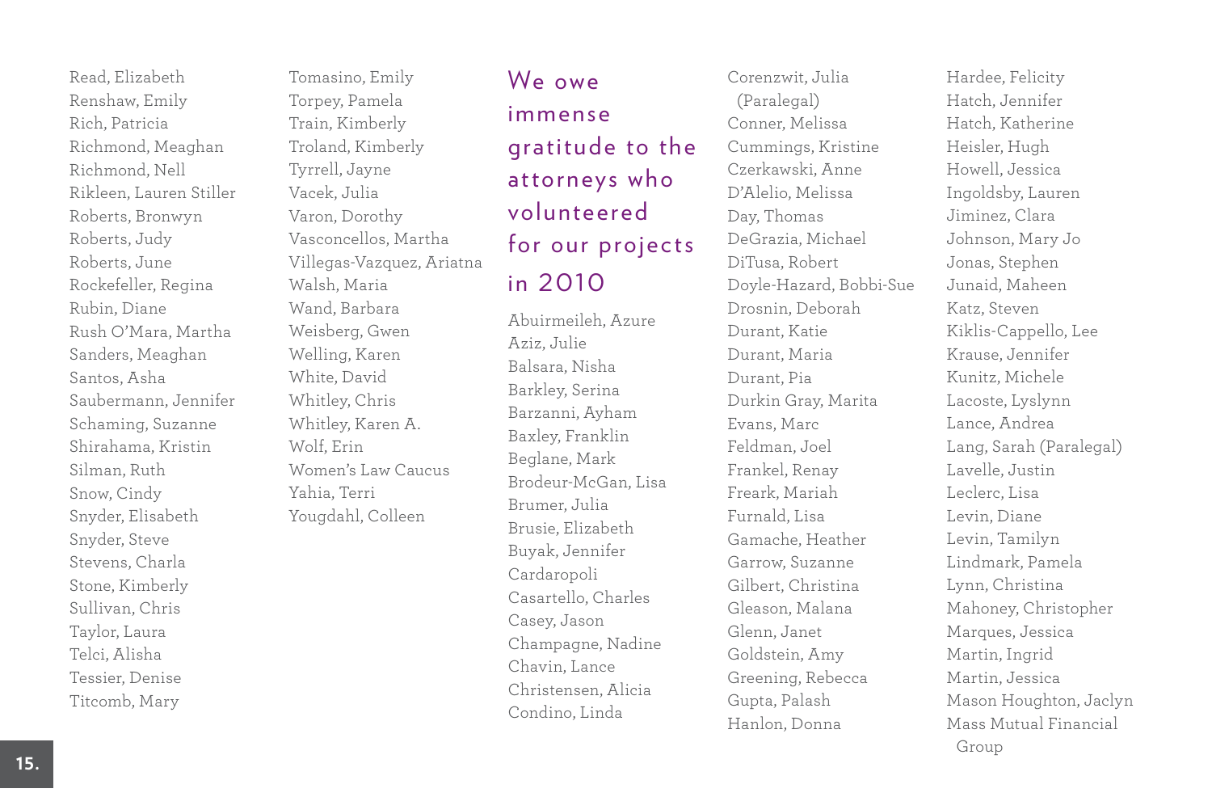Read, Elizabeth
Renshaw, Emily
Rich, Patricia
Richmond, Meaghan
Richmond, Nell
Rikleen, Lauren Stiller
Roberts, Bronwyn
Roberts, Judy
Roberts, June
Rockefeller, Regina
Rubin, Diane
Rush O'Mara, Martha
Sanders, Meaghan
Santos, Asha
Saubermann, Jennifer
Schaming, Suzanne
Shirahama, Kristin
Silman, Ruth
Snow, Cindy
Snyder, Elisabeth
Snyder, Steve
Stevens, Charla
Stone, Kimberly
Sullivan, Chris
Taylor, Laura
Telci, Alisha
Tessier, Denise
Titcomb, Mary
Tomasino, Emily
Torpey, Pamela
Train, Kimberly
Troland, Kimberly
Tyrrell, Jayne
Vacek, Julia
Varon, Dorothy
Vasconcellos, Martha
Villegas-Vazquez, Ariatna
Walsh, Maria
Wand, Barbara
Weisberg, Gwen
Welling, Karen
White, David
Whitley, Chris
Whitley, Karen A.
Wolf, Erin
Women's Law Caucus
Yahia, Terri
Yougdahl, Colleen

## We owe immense gratitude to the attorneys who volunteered for our projects in 2010

Abuirmeileh, Azure
Aziz, Julie
Balsara, Nisha
Barkley, Serina
Barzanni, Ayham
Baxley, Franklin
Beglane, Mark
Brodeur-McGan, Lisa
Brumer, Julia
Brusie, Elizabeth
Buyak, Jennifer
Cardaropoli
Casartello, Charles
Casey, Jason
Champagne, Nadine
Chavin, Lance
Christensen, Alicia
Condino, Linda
Corenzwit, Julia (Paralegal)
Conner, Melissa
Cummings, Kristine
Czerkawski, Anne
D'Alelio, Melissa
Day, Thomas
DeGrazia, Michael
DiTusa, Robert
Doyle-Hazard, Bobbi-Sue
Drosnin, Deborah
Durant, Katie
Durant, Maria
Durant, Pia
Durkin Gray, Marita
Evans, Marc
Feldman, Joel
Frankel, Renay
Freark, Mariah
Furnald, Lisa
Gamache, Heather
Garrow, Suzanne
Gilbert, Christina
Gleason, Malana
Glenn, Janet
Goldstein, Amy
Greening, Rebecca
Gupta, Palash
Hanlon, Donna
Hardee, Felicity
Hatch, Jennifer
Hatch, Katherine
Heisler, Hugh
Howell, Jessica
Ingoldsby, Lauren
Jiminez, Clara
Johnson, Mary Jo
Jonas, Stephen
Junaid, Maheen
Katz, Steven
Kiklis-Cappello, Lee
Krause, Jennifer
Kunitz, Michele
Lacoste, Lyslynn
Lance, Andrea
Lang, Sarah (Paralegal)
Lavelle, Justin
Leclerc, Lisa
Levin, Diane
Levin, Tamilyn
Lindmark, Pamela
Lynn, Christina
Mahoney, Christopher
Marques, Jessica
Martin, Ingrid
Martin, Jessica
Mason Houghton, Jaclyn
Mass Mutual Financial Group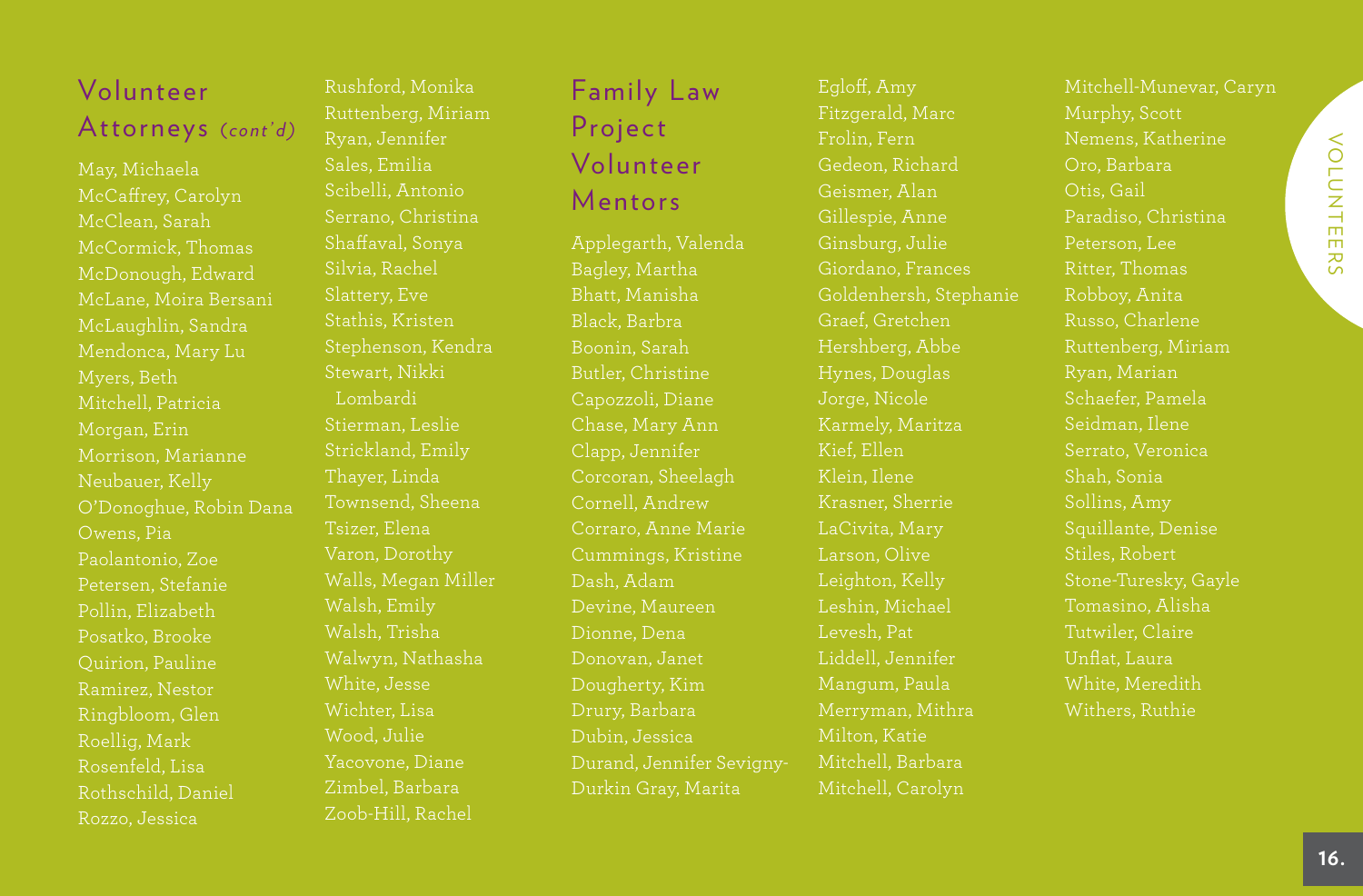## Volunteer Attorneys *(cont'd)*

May, Michaela
McCaffrey, Carolyn
McClean, Sarah
McCormick, Thomas
McDonough, Edward
McLane, Moira Bersani
McLaughlin, Sandra
Mendonca, Mary Lu
Myers, Beth
Mitchell, Patricia
Morgan, Erin
Morrison, Marianne
Neubauer, Kelly
O'Donoghue, Robin Dana
Owens, Pia
Paolantonio, Zoe
Petersen, Stefanie
Pollin, Elizabeth
Posatko, Brooke
Quirion, Pauline
Ramirez, Nestor
Ringbloom, Glen
Roellig, Mark
Rosenfeld, Lisa
Rothschild, Daniel
Rozzo, Jessica
Rushford, Monika
Ruttenberg, Miriam
Ryan, Jennifer
Sales, Emilia
Scibelli, Antonio
Serrano, Christina
Shaffaval, Sonya
Silvia, Rachel
Slattery, Eve
Stathis, Kristen
Stephenson, Kendra
Stewart, Nikki Lombardi
Stierman, Leslie
Strickland, Emily
Thayer, Linda
Townsend, Sheena
Tsizer, Elena
Varon, Dorothy
Walls, Megan Miller
Walsh, Emily
Walsh, Trisha
Walwyn, Nathasha
White, Jesse
Wichter, Lisa
Wood, Julie
Yacovone, Diane
Zimbel, Barbara
Zoob-Hill, Rachel

## Family Law Project Volunteer Mentors

Applegarth, Valenda
Bagley, Martha
Bhatt, Manisha
Black, Barbra
Boonin, Sarah
Butler, Christine
Capozzoli, Diane
Chase, Mary Ann
Clapp, Jennifer
Corcoran, Sheelagh
Cornell, Andrew
Corraro, Anne Marie
Cummings, Kristine
Dash, Adam
Devine, Maureen
Dionne, Dena
Donovan, Janet
Dougherty, Kim
Drury, Barbara
Dubin, Jessica
Durand, Jennifer Sevigny-
Durkin Gray, Marita
Egloff, Amy
Fitzgerald, Marc
Frolin, Fern
Gedeon, Richard
Geismer, Alan
Gillespie, Anne
Ginsburg, Julie
Giordano, Frances
Goldenhersh, Stephanie
Graef, Gretchen
Hershberg, Abbe
Hynes, Douglas
Jorge, Nicole
Karmely, Maritza
Kief, Ellen
Klein, Ilene
Krasner, Sherrie
LaCivita, Mary
Larson, Olive
Leighton, Kelly
Leshin, Michael
Levesh, Pat
Liddell, Jennifer
Mangum, Paula
Merryman, Mithra
Milton, Katie
Mitchell, Barbara
Mitchell, Carolyn
Mitchell-Munevar, Caryn
Murphy, Scott
Nemens, Katherine
Oro, Barbara
Otis, Gail
Paradiso, Christina
Peterson, Lee
Ritter, Thomas
Robboy, Anita
Russo, Charlene
Ruttenberg, Miriam
Ryan, Marian
Schaefer, Pamela
Seidman, Ilene
Serrato, Veronica
Shah, Sonia
Sollins, Amy
Squillante, Denise
Stiles, Robert
Stone-Turesky, Gayle
Tomasino, Alisha
Tutwiler, Claire
Unflat, Laura
White, Meredith
Withers, Ruthie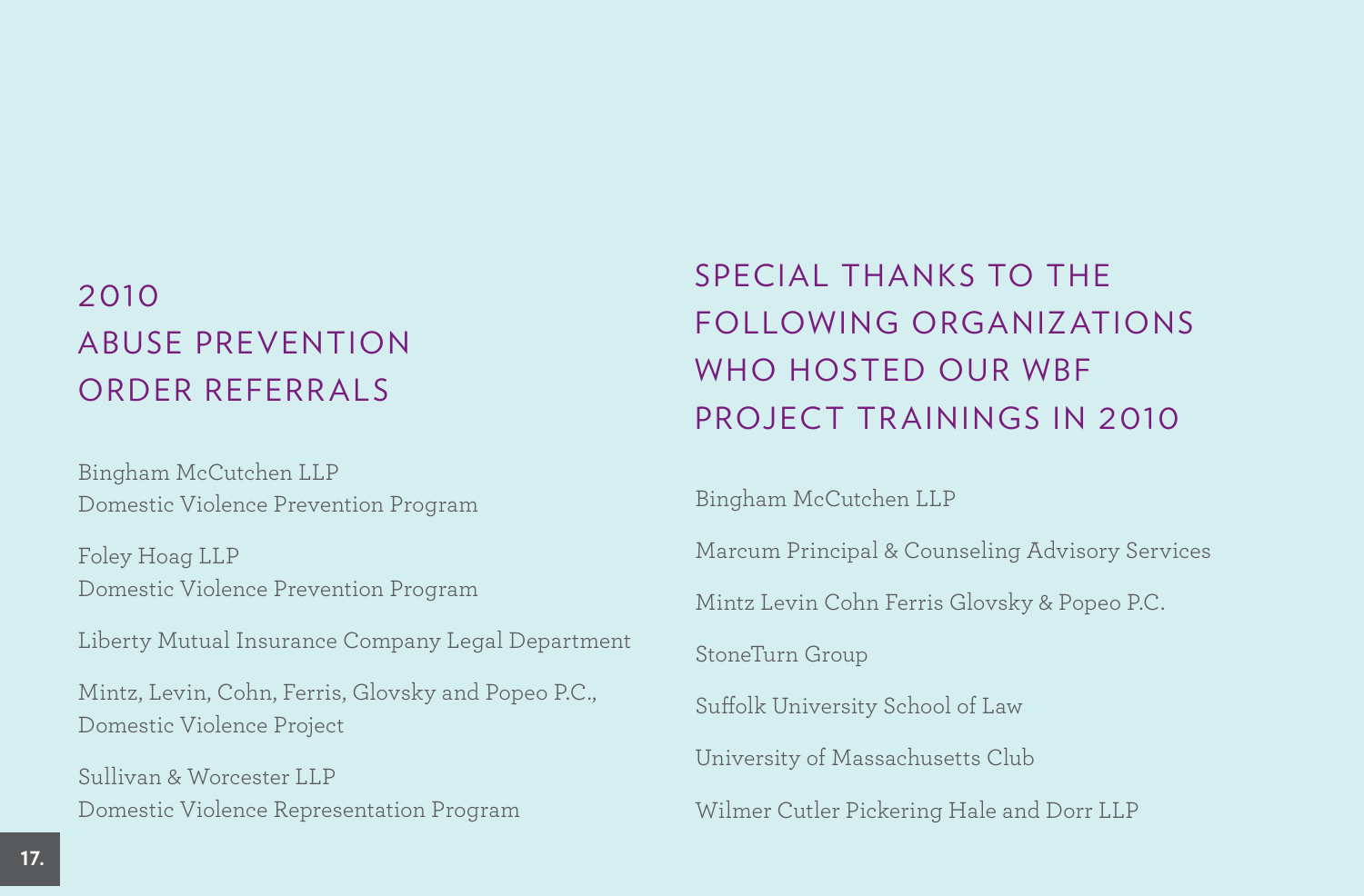## 2010 ABUSE PREVENTION ORDER REFERRALS

Bingham McCutchen LLP
Domestic Violence Prevention Program

Foley Hoag LLP
Domestic Violence Prevention Program

Liberty Mutual Insurance Company Legal Department

Mintz, Levin, Cohn, Ferris, Glovsky and Popeo P.C.,
Domestic Violence Project

Sullivan & Worcester LLP
Domestic Violence Representation Program

## SPECIAL THANKS TO THE FOLLOWING ORGANIZATIONS WHO HOSTED OUR WBF PROJECT TRAININGS IN 2010

Bingham McCutchen LLP

Marcum Principal & Counseling Advisory Services

Mintz Levin Cohn Ferris Glovsky & Popeo P.C.

StoneTurn Group

Suffolk University School of Law

University of Massachusetts Club

Wilmer Cutler Pickering Hale and Dorr LLP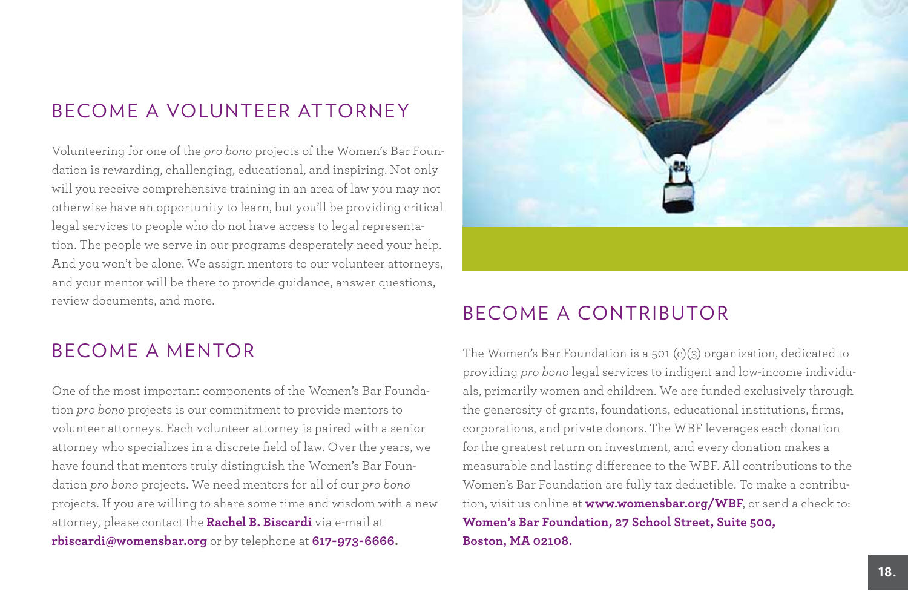## BECOME A VOLUNTEER ATTORNEY

Volunteering for one of the *pro bono* projects of the Women's Bar Foundation is rewarding, challenging, educational, and inspiring. Not only will you receive comprehensive training in an area of law you may not otherwise have an opportunity to learn, but you'll be providing critical legal services to people who do not have access to legal representation. The people we serve in our programs desperately need your help. And you won't be alone. We assign mentors to our volunteer attorneys, and your mentor will be there to provide guidance, answer questions, review documents, and more.

## BECOME A MENTOR

One of the most important components of the Women's Bar Foundation *pro bono* projects is our commitment to provide mentors to volunteer attorneys. Each volunteer attorney is paired with a senior attorney who specializes in a discrete field of law. Over the years, we have found that mentors truly distinguish the Women's Bar Foundation *pro bono* projects. We need mentors for all of our *pro bono* projects. If you are willing to share some time and wisdom with a new attorney, please contact the **Rachel B. Biscardi** via e-mail at **rbiscardi@womensbar.org** or by telephone at **617-973-6666.**

## BECOME A CONTRIBUTOR

The Women's Bar Foundation is a 501 (c)(3) organization, dedicated to providing *pro bono* legal services to indigent and low-income individuals, primarily women and children. We are funded exclusively through the generosity of grants, foundations, educational institutions, firms, corporations, and private donors. The WBF leverages each donation for the greatest return on investment, and every donation makes a measurable and lasting difference to the WBF. All contributions to the Women's Bar Foundation are fully tax deductible. To make a contribution, visit us online at **www.womensbar.org/WBF**, or send a check to: **Women's Bar Foundation, 27 School Street, Suite 500, Boston, MA 02108.**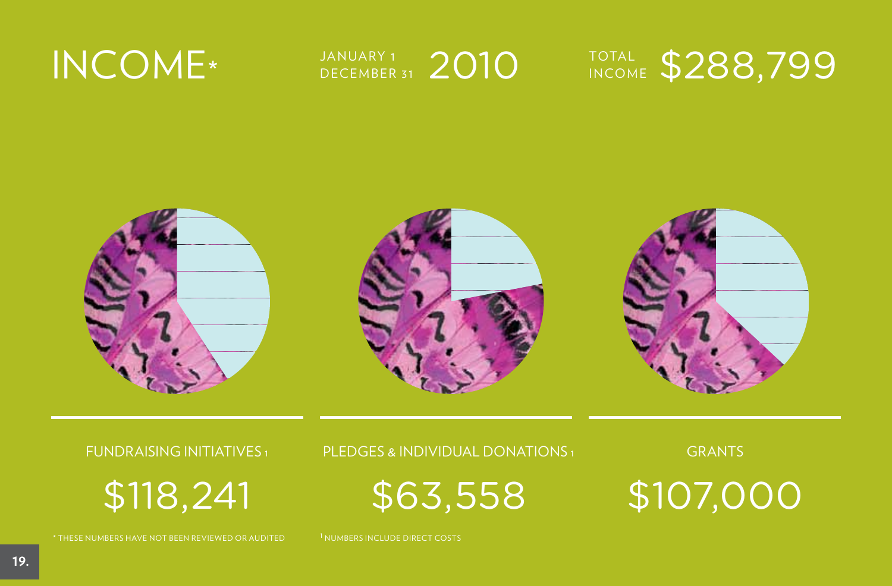# INCOME*

JANUARY 1 – DECEMBER 31 2010

TOTAL INCOME $288,799

| FUNDRAISING INITIATIVES[1] | PLEDGES & INDIVIDUAL DONATIONS[1] | GRANTS |
|---|---|---|
| $118,241 | $63,558 | $107,000 |

* THESE NUMBERS HAVE NOT BEEN REVIEWED OR AUDITED

[1] NUMBERS INCLUDE DIRECT COSTS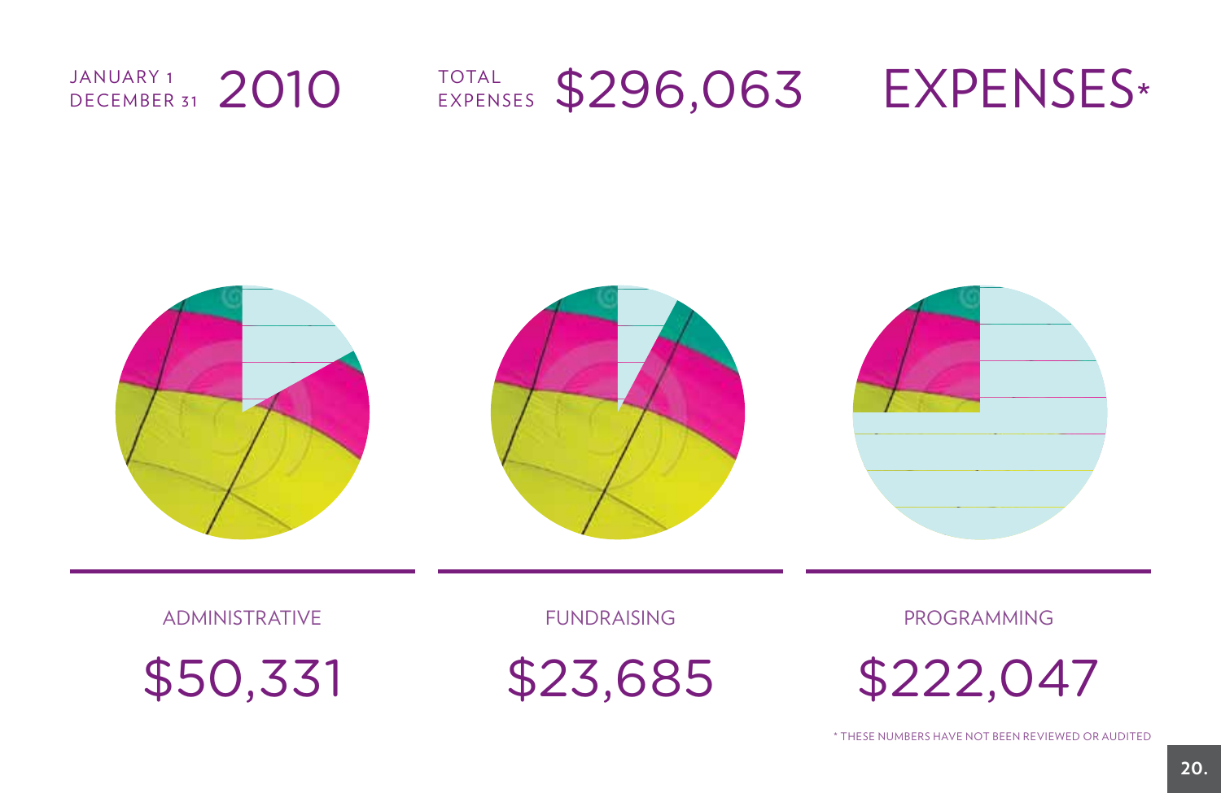JANUARY 1 – DECEMBER 31 2010

TOTAL EXPENSES $296,063

# EXPENSES*

ADMINISTRATIVE

$50,331

FUNDRAISING

$23,685

PROGRAMMING

$222,047

* THESE NUMBERS HAVE NOT BEEN REVIEWED OR AUDITED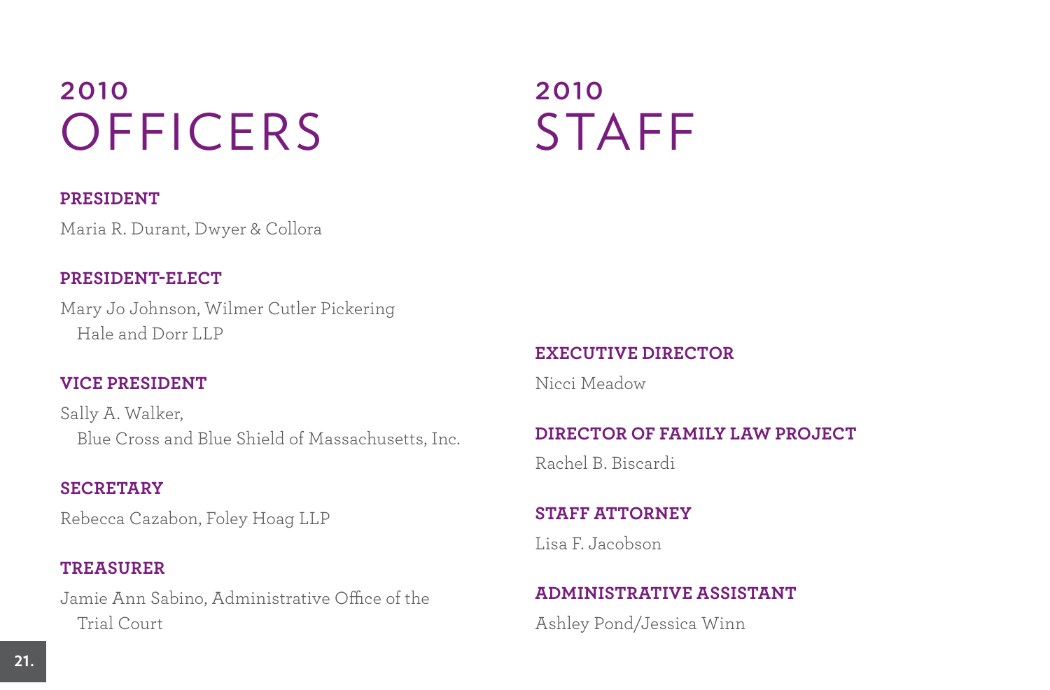# 2010 OFFICERS

**PRESIDENT**

Maria R. Durant, Dwyer & Collora

**PRESIDENT-ELECT**

Mary Jo Johnson, Wilmer Cutler Pickering Hale and Dorr LLP

**VICE PRESIDENT**

Sally A. Walker, Blue Cross and Blue Shield of Massachusetts, Inc.

**SECRETARY**

Rebecca Cazabon, Foley Hoag LLP

**TREASURER**

Jamie Ann Sabino, Administrative Office of the Trial Court

# 2010 STAFF

**EXECUTIVE DIRECTOR**

Nicci Meadow

**DIRECTOR OF FAMILY LAW PROJECT**

Rachel B. Biscardi

**STAFF ATTORNEY**

Lisa F. Jacobson

**ADMINISTRATIVE ASSISTANT**

Ashley Pond/Jessica Winn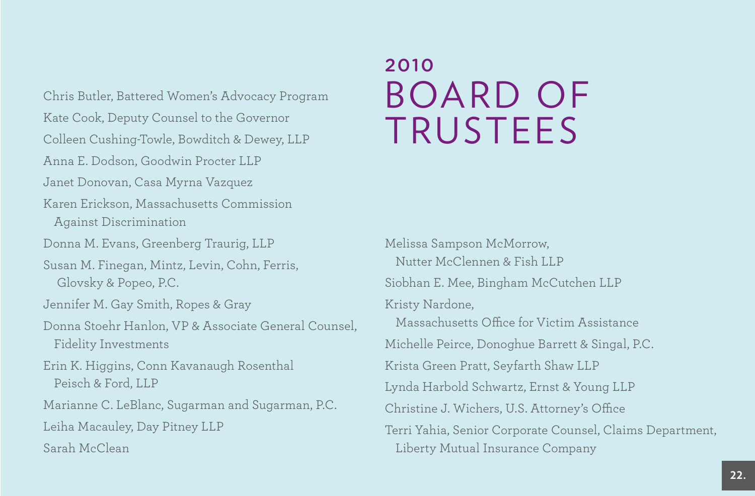# 2010 BOARD OF TRUSTEES

Chris Butler, Battered Women's Advocacy Program

Kate Cook, Deputy Counsel to the Governor

Colleen Cushing-Towle, Bowditch & Dewey, LLP

Anna E. Dodson, Goodwin Procter LLP

Janet Donovan, Casa Myrna Vazquez

Karen Erickson, Massachusetts Commission Against Discrimination

Donna M. Evans, Greenberg Traurig, LLP

Susan M. Finegan, Mintz, Levin, Cohn, Ferris, Glovsky & Popeo, P.C.

Jennifer M. Gay Smith, Ropes & Gray

Donna Stoehr Hanlon, VP & Associate General Counsel, Fidelity Investments

Erin K. Higgins, Conn Kavanaugh Rosenthal Peisch & Ford, LLP

Marianne C. LeBlanc, Sugarman and Sugarman, P.C.

Leiha Macauley, Day Pitney LLP

Sarah McClean

Melissa Sampson McMorrow, Nutter McClennen & Fish LLP

Siobhan E. Mee, Bingham McCutchen LLP

Kristy Nardone, Massachusetts Office for Victim Assistance

Michelle Peirce, Donoghue Barrett & Singal, P.C.

Krista Green Pratt, Seyfarth Shaw LLP

Lynda Harbold Schwartz, Ernst & Young LLP

Christine J. Wichers, U.S. Attorney's Office

Terri Yahia, Senior Corporate Counsel, Claims Department, Liberty Mutual Insurance Company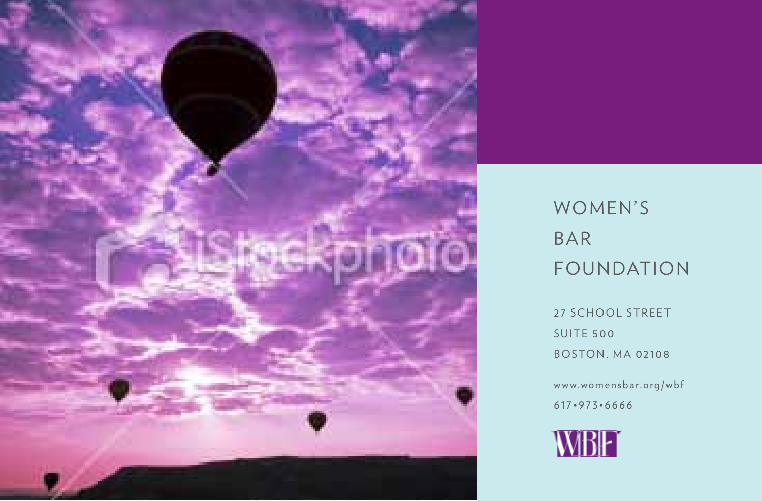# WOMEN'S BAR FOUNDATION

27 SCHOOL STREET
SUITE 500
BOSTON, MA 02108

www.womensbar.org/wbf
617•973•6666

WBF